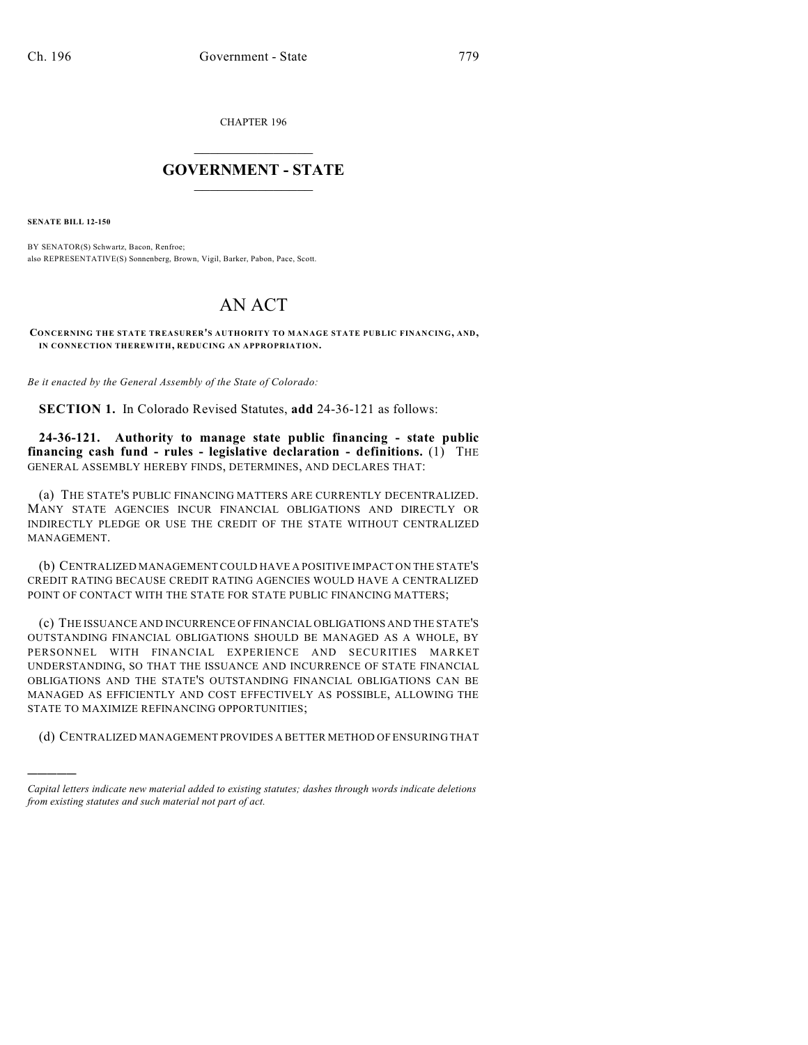CHAPTER 196

# GOVERNMENT - STATE

**SENATE BILL 12-150**

BY SENATOR(S) Schwartz, Bacon, Renfroe;
also REPRESENTATIVE(S) Sonnenberg, Brown, Vigil, Barker, Pabon, Pace, Scott.

# AN ACT

**CONCERNING THE STATE TREASURER'S AUTHORITY TO MANAGE STATE PUBLIC FINANCING, AND, IN CONNECTION THEREWITH, REDUCING AN APPROPRIATION.**

*Be it enacted by the General Assembly of the State of Colorado:*

**SECTION 1.** In Colorado Revised Statutes, **add** 24-36-121 as follows:

**24-36-121. Authority to manage state public financing - state public financing cash fund - rules - legislative declaration - definitions.** (1) THE GENERAL ASSEMBLY HEREBY FINDS, DETERMINES, AND DECLARES THAT:

(a) THE STATE'S PUBLIC FINANCING MATTERS ARE CURRENTLY DECENTRALIZED. MANY STATE AGENCIES INCUR FINANCIAL OBLIGATIONS AND DIRECTLY OR INDIRECTLY PLEDGE OR USE THE CREDIT OF THE STATE WITHOUT CENTRALIZED MANAGEMENT.

(b) CENTRALIZED MANAGEMENT COULD HAVE A POSITIVE IMPACT ON THE STATE'S CREDIT RATING BECAUSE CREDIT RATING AGENCIES WOULD HAVE A CENTRALIZED POINT OF CONTACT WITH THE STATE FOR STATE PUBLIC FINANCING MATTERS;

(c) THE ISSUANCE AND INCURRENCE OF FINANCIAL OBLIGATIONS AND THE STATE'S OUTSTANDING FINANCIAL OBLIGATIONS SHOULD BE MANAGED AS A WHOLE, BY PERSONNEL WITH FINANCIAL EXPERIENCE AND SECURITIES MARKET UNDERSTANDING, SO THAT THE ISSUANCE AND INCURRENCE OF STATE FINANCIAL OBLIGATIONS AND THE STATE'S OUTSTANDING FINANCIAL OBLIGATIONS CAN BE MANAGED AS EFFICIENTLY AND COST EFFECTIVELY AS POSSIBLE, ALLOWING THE STATE TO MAXIMIZE REFINANCING OPPORTUNITIES;

(d) CENTRALIZED MANAGEMENT PROVIDES A BETTER METHOD OF ENSURING THAT

---

*Capital letters indicate new material added to existing statutes; dashes through words indicate deletions from existing statutes and such material not part of act.*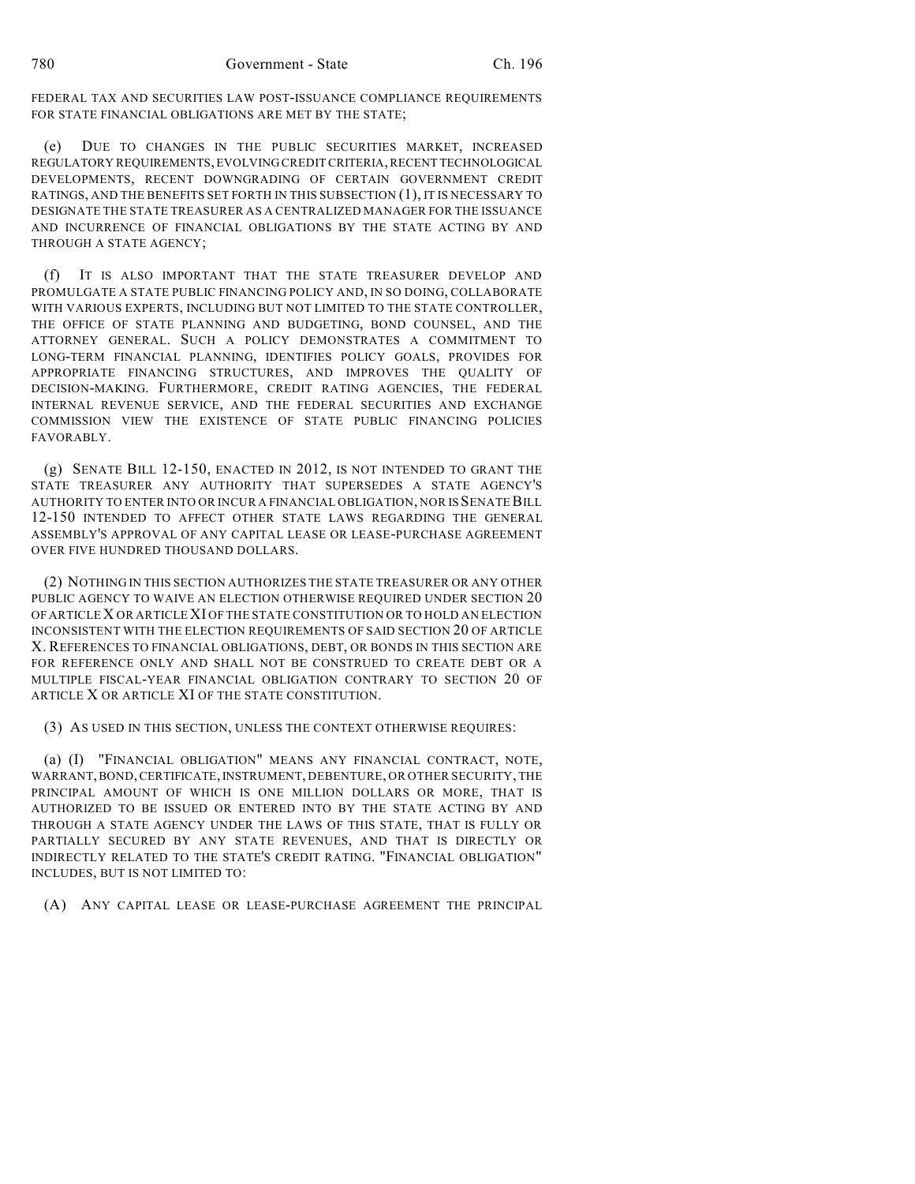FEDERAL TAX AND SECURITIES LAW POST-ISSUANCE COMPLIANCE REQUIREMENTS FOR STATE FINANCIAL OBLIGATIONS ARE MET BY THE STATE;

(e) DUE TO CHANGES IN THE PUBLIC SECURITIES MARKET, INCREASED REGULATORY REQUIREMENTS, EVOLVING CREDIT CRITERIA, RECENT TECHNOLOGICAL DEVELOPMENTS, RECENT DOWNGRADING OF CERTAIN GOVERNMENT CREDIT RATINGS, AND THE BENEFITS SET FORTH IN THIS SUBSECTION (1), IT IS NECESSARY TO DESIGNATE THE STATE TREASURER AS A CENTRALIZED MANAGER FOR THE ISSUANCE AND INCURRENCE OF FINANCIAL OBLIGATIONS BY THE STATE ACTING BY AND THROUGH A STATE AGENCY;

(f) IT IS ALSO IMPORTANT THAT THE STATE TREASURER DEVELOP AND PROMULGATE A STATE PUBLIC FINANCING POLICY AND, IN SO DOING, COLLABORATE WITH VARIOUS EXPERTS, INCLUDING BUT NOT LIMITED TO THE STATE CONTROLLER, THE OFFICE OF STATE PLANNING AND BUDGETING, BOND COUNSEL, AND THE ATTORNEY GENERAL. SUCH A POLICY DEMONSTRATES A COMMITMENT TO LONG-TERM FINANCIAL PLANNING, IDENTIFIES POLICY GOALS, PROVIDES FOR APPROPRIATE FINANCING STRUCTURES, AND IMPROVES THE QUALITY OF DECISION-MAKING. FURTHERMORE, CREDIT RATING AGENCIES, THE FEDERAL INTERNAL REVENUE SERVICE, AND THE FEDERAL SECURITIES AND EXCHANGE COMMISSION VIEW THE EXISTENCE OF STATE PUBLIC FINANCING POLICIES FAVORABLY.

(g) SENATE BILL 12-150, ENACTED IN 2012, IS NOT INTENDED TO GRANT THE STATE TREASURER ANY AUTHORITY THAT SUPERSEDES A STATE AGENCY'S AUTHORITY TO ENTER INTO OR INCUR A FINANCIAL OBLIGATION, NOR IS SENATE BILL 12-150 INTENDED TO AFFECT OTHER STATE LAWS REGARDING THE GENERAL ASSEMBLY'S APPROVAL OF ANY CAPITAL LEASE OR LEASE-PURCHASE AGREEMENT OVER FIVE HUNDRED THOUSAND DOLLARS.

(2) NOTHING IN THIS SECTION AUTHORIZES THE STATE TREASURER OR ANY OTHER PUBLIC AGENCY TO WAIVE AN ELECTION OTHERWISE REQUIRED UNDER SECTION 20 OF ARTICLE X OR ARTICLE XI OF THE STATE CONSTITUTION OR TO HOLD AN ELECTION INCONSISTENT WITH THE ELECTION REQUIREMENTS OF SAID SECTION 20 OF ARTICLE X. REFERENCES TO FINANCIAL OBLIGATIONS, DEBT, OR BONDS IN THIS SECTION ARE FOR REFERENCE ONLY AND SHALL NOT BE CONSTRUED TO CREATE DEBT OR A MULTIPLE FISCAL-YEAR FINANCIAL OBLIGATION CONTRARY TO SECTION 20 OF ARTICLE X OR ARTICLE XI OF THE STATE CONSTITUTION.

(3) AS USED IN THIS SECTION, UNLESS THE CONTEXT OTHERWISE REQUIRES:

(a) (I) "FINANCIAL OBLIGATION" MEANS ANY FINANCIAL CONTRACT, NOTE, WARRANT, BOND, CERTIFICATE, INSTRUMENT, DEBENTURE, OR OTHER SECURITY, THE PRINCIPAL AMOUNT OF WHICH IS ONE MILLION DOLLARS OR MORE, THAT IS AUTHORIZED TO BE ISSUED OR ENTERED INTO BY THE STATE ACTING BY AND THROUGH A STATE AGENCY UNDER THE LAWS OF THIS STATE, THAT IS FULLY OR PARTIALLY SECURED BY ANY STATE REVENUES, AND THAT IS DIRECTLY OR INDIRECTLY RELATED TO THE STATE'S CREDIT RATING. "FINANCIAL OBLIGATION" INCLUDES, BUT IS NOT LIMITED TO:

(A) ANY CAPITAL LEASE OR LEASE-PURCHASE AGREEMENT THE PRINCIPAL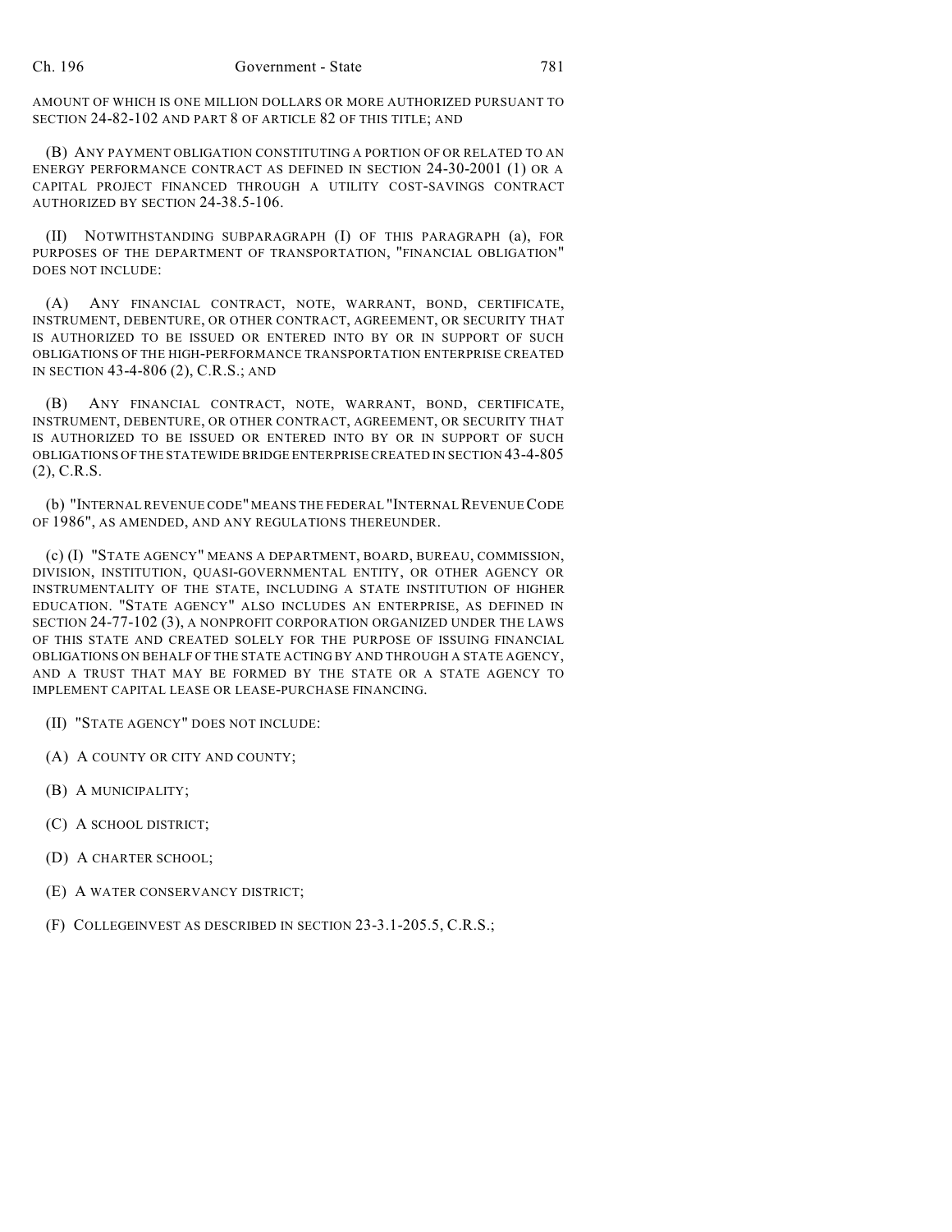AMOUNT OF WHICH IS ONE MILLION DOLLARS OR MORE AUTHORIZED PURSUANT TO SECTION 24-82-102 AND PART 8 OF ARTICLE 82 OF THIS TITLE; AND

(B) ANY PAYMENT OBLIGATION CONSTITUTING A PORTION OF OR RELATED TO AN ENERGY PERFORMANCE CONTRACT AS DEFINED IN SECTION 24-30-2001 (1) OR A CAPITAL PROJECT FINANCED THROUGH A UTILITY COST-SAVINGS CONTRACT AUTHORIZED BY SECTION 24-38.5-106.

(II) NOTWITHSTANDING SUBPARAGRAPH (I) OF THIS PARAGRAPH (a), FOR PURPOSES OF THE DEPARTMENT OF TRANSPORTATION, "FINANCIAL OBLIGATION" DOES NOT INCLUDE:

(A) ANY FINANCIAL CONTRACT, NOTE, WARRANT, BOND, CERTIFICATE, INSTRUMENT, DEBENTURE, OR OTHER CONTRACT, AGREEMENT, OR SECURITY THAT IS AUTHORIZED TO BE ISSUED OR ENTERED INTO BY OR IN SUPPORT OF SUCH OBLIGATIONS OF THE HIGH-PERFORMANCE TRANSPORTATION ENTERPRISE CREATED IN SECTION 43-4-806 (2), C.R.S.; AND

(B) ANY FINANCIAL CONTRACT, NOTE, WARRANT, BOND, CERTIFICATE, INSTRUMENT, DEBENTURE, OR OTHER CONTRACT, AGREEMENT, OR SECURITY THAT IS AUTHORIZED TO BE ISSUED OR ENTERED INTO BY OR IN SUPPORT OF SUCH OBLIGATIONS OF THE STATEWIDE BRIDGE ENTERPRISE CREATED IN SECTION 43-4-805 (2), C.R.S.

(b) "INTERNAL REVENUE CODE" MEANS THE FEDERAL "INTERNAL REVENUE CODE OF 1986", AS AMENDED, AND ANY REGULATIONS THEREUNDER.

(c) (I) "STATE AGENCY" MEANS A DEPARTMENT, BOARD, BUREAU, COMMISSION, DIVISION, INSTITUTION, QUASI-GOVERNMENTAL ENTITY, OR OTHER AGENCY OR INSTRUMENTALITY OF THE STATE, INCLUDING A STATE INSTITUTION OF HIGHER EDUCATION. "STATE AGENCY" ALSO INCLUDES AN ENTERPRISE, AS DEFINED IN SECTION 24-77-102 (3), A NONPROFIT CORPORATION ORGANIZED UNDER THE LAWS OF THIS STATE AND CREATED SOLELY FOR THE PURPOSE OF ISSUING FINANCIAL OBLIGATIONS ON BEHALF OF THE STATE ACTING BY AND THROUGH A STATE AGENCY, AND A TRUST THAT MAY BE FORMED BY THE STATE OR A STATE AGENCY TO IMPLEMENT CAPITAL LEASE OR LEASE-PURCHASE FINANCING.

(II) "STATE AGENCY" DOES NOT INCLUDE:

(A) A COUNTY OR CITY AND COUNTY;

(B) A MUNICIPALITY;

(C) A SCHOOL DISTRICT;

(D) A CHARTER SCHOOL;

(E) A WATER CONSERVANCY DISTRICT;

(F) COLLEGEINVEST AS DESCRIBED IN SECTION 23-3.1-205.5, C.R.S.;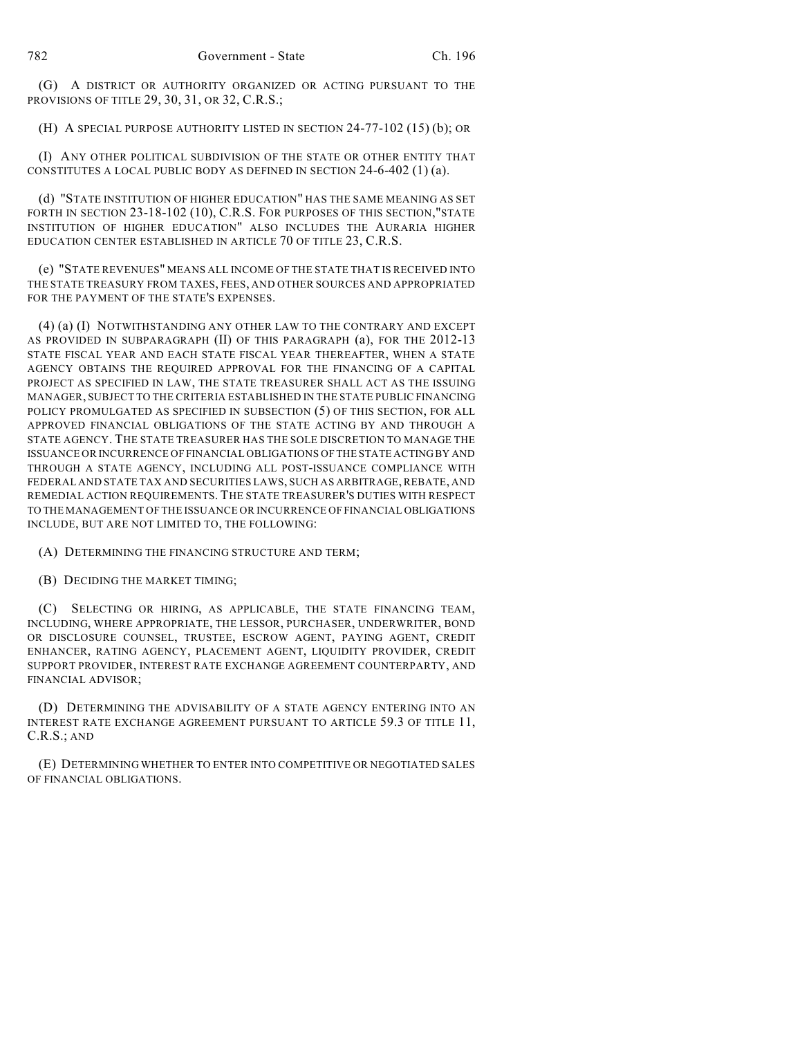(G) A DISTRICT OR AUTHORITY ORGANIZED OR ACTING PURSUANT TO THE PROVISIONS OF TITLE 29, 30, 31, OR 32, C.R.S.;

(H) A SPECIAL PURPOSE AUTHORITY LISTED IN SECTION 24-77-102 (15) (b); OR

(I) ANY OTHER POLITICAL SUBDIVISION OF THE STATE OR OTHER ENTITY THAT CONSTITUTES A LOCAL PUBLIC BODY AS DEFINED IN SECTION 24-6-402 (1) (a).

(d) "STATE INSTITUTION OF HIGHER EDUCATION" HAS THE SAME MEANING AS SET FORTH IN SECTION 23-18-102 (10), C.R.S. FOR PURPOSES OF THIS SECTION,"STATE INSTITUTION OF HIGHER EDUCATION" ALSO INCLUDES THE AURARIA HIGHER EDUCATION CENTER ESTABLISHED IN ARTICLE 70 OF TITLE 23, C.R.S.

(e) "STATE REVENUES" MEANS ALL INCOME OF THE STATE THAT IS RECEIVED INTO THE STATE TREASURY FROM TAXES, FEES, AND OTHER SOURCES AND APPROPRIATED FOR THE PAYMENT OF THE STATE'S EXPENSES.

(4) (a) (I) NOTWITHSTANDING ANY OTHER LAW TO THE CONTRARY AND EXCEPT AS PROVIDED IN SUBPARAGRAPH (II) OF THIS PARAGRAPH (a), FOR THE 2012-13 STATE FISCAL YEAR AND EACH STATE FISCAL YEAR THEREAFTER, WHEN A STATE AGENCY OBTAINS THE REQUIRED APPROVAL FOR THE FINANCING OF A CAPITAL PROJECT AS SPECIFIED IN LAW, THE STATE TREASURER SHALL ACT AS THE ISSUING MANAGER, SUBJECT TO THE CRITERIA ESTABLISHED IN THE STATE PUBLIC FINANCING POLICY PROMULGATED AS SPECIFIED IN SUBSECTION (5) OF THIS SECTION, FOR ALL APPROVED FINANCIAL OBLIGATIONS OF THE STATE ACTING BY AND THROUGH A STATE AGENCY. THE STATE TREASURER HAS THE SOLE DISCRETION TO MANAGE THE ISSUANCE OR INCURRENCE OF FINANCIAL OBLIGATIONS OF THE STATE ACTING BY AND THROUGH A STATE AGENCY, INCLUDING ALL POST-ISSUANCE COMPLIANCE WITH FEDERAL AND STATE TAX AND SECURITIES LAWS, SUCH AS ARBITRAGE, REBATE, AND REMEDIAL ACTION REQUIREMENTS. THE STATE TREASURER'S DUTIES WITH RESPECT TO THE MANAGEMENT OF THE ISSUANCE OR INCURRENCE OF FINANCIAL OBLIGATIONS INCLUDE, BUT ARE NOT LIMITED TO, THE FOLLOWING:

(A) DETERMINING THE FINANCING STRUCTURE AND TERM;

(B) DECIDING THE MARKET TIMING;

(C) SELECTING OR HIRING, AS APPLICABLE, THE STATE FINANCING TEAM, INCLUDING, WHERE APPROPRIATE, THE LESSOR, PURCHASER, UNDERWRITER, BOND OR DISCLOSURE COUNSEL, TRUSTEE, ESCROW AGENT, PAYING AGENT, CREDIT ENHANCER, RATING AGENCY, PLACEMENT AGENT, LIQUIDITY PROVIDER, CREDIT SUPPORT PROVIDER, INTEREST RATE EXCHANGE AGREEMENT COUNTERPARTY, AND FINANCIAL ADVISOR;

(D) DETERMINING THE ADVISABILITY OF A STATE AGENCY ENTERING INTO AN INTEREST RATE EXCHANGE AGREEMENT PURSUANT TO ARTICLE 59.3 OF TITLE 11, C.R.S.; AND

(E) DETERMINING WHETHER TO ENTER INTO COMPETITIVE OR NEGOTIATED SALES OF FINANCIAL OBLIGATIONS.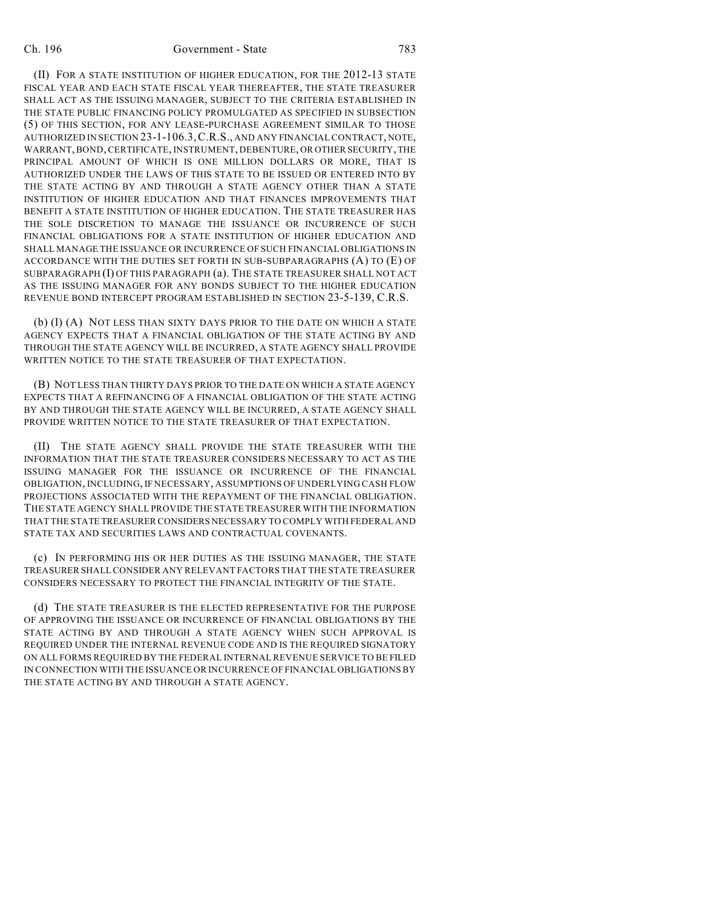(II) FOR A STATE INSTITUTION OF HIGHER EDUCATION, FOR THE 2012-13 STATE FISCAL YEAR AND EACH STATE FISCAL YEAR THEREAFTER, THE STATE TREASURER SHALL ACT AS THE ISSUING MANAGER, SUBJECT TO THE CRITERIA ESTABLISHED IN THE STATE PUBLIC FINANCING POLICY PROMULGATED AS SPECIFIED IN SUBSECTION (5) OF THIS SECTION, FOR ANY LEASE-PURCHASE AGREEMENT SIMILAR TO THOSE AUTHORIZED IN SECTION 23-1-106.3, C.R.S., AND ANY FINANCIAL CONTRACT, NOTE, WARRANT, BOND, CERTIFICATE, INSTRUMENT, DEBENTURE, OR OTHER SECURITY, THE PRINCIPAL AMOUNT OF WHICH IS ONE MILLION DOLLARS OR MORE, THAT IS AUTHORIZED UNDER THE LAWS OF THIS STATE TO BE ISSUED OR ENTERED INTO BY THE STATE ACTING BY AND THROUGH A STATE AGENCY OTHER THAN A STATE INSTITUTION OF HIGHER EDUCATION AND THAT FINANCES IMPROVEMENTS THAT BENEFIT A STATE INSTITUTION OF HIGHER EDUCATION. THE STATE TREASURER HAS THE SOLE DISCRETION TO MANAGE THE ISSUANCE OR INCURRENCE OF SUCH FINANCIAL OBLIGATIONS FOR A STATE INSTITUTION OF HIGHER EDUCATION AND SHALL MANAGE THE ISSUANCE OR INCURRENCE OF SUCH FINANCIAL OBLIGATIONS IN ACCORDANCE WITH THE DUTIES SET FORTH IN SUB-SUBPARAGRAPHS (A) TO (E) OF SUBPARAGRAPH (I) OF THIS PARAGRAPH (a). THE STATE TREASURER SHALL NOT ACT AS THE ISSUING MANAGER FOR ANY BONDS SUBJECT TO THE HIGHER EDUCATION REVENUE BOND INTERCEPT PROGRAM ESTABLISHED IN SECTION 23-5-139, C.R.S.

(b) (I) (A) NOT LESS THAN SIXTY DAYS PRIOR TO THE DATE ON WHICH A STATE AGENCY EXPECTS THAT A FINANCIAL OBLIGATION OF THE STATE ACTING BY AND THROUGH THE STATE AGENCY WILL BE INCURRED, A STATE AGENCY SHALL PROVIDE WRITTEN NOTICE TO THE STATE TREASURER OF THAT EXPECTATION.

(B) NOT LESS THAN THIRTY DAYS PRIOR TO THE DATE ON WHICH A STATE AGENCY EXPECTS THAT A REFINANCING OF A FINANCIAL OBLIGATION OF THE STATE ACTING BY AND THROUGH THE STATE AGENCY WILL BE INCURRED, A STATE AGENCY SHALL PROVIDE WRITTEN NOTICE TO THE STATE TREASURER OF THAT EXPECTATION.

(II) THE STATE AGENCY SHALL PROVIDE THE STATE TREASURER WITH THE INFORMATION THAT THE STATE TREASURER CONSIDERS NECESSARY TO ACT AS THE ISSUING MANAGER FOR THE ISSUANCE OR INCURRENCE OF THE FINANCIAL OBLIGATION, INCLUDING, IF NECESSARY, ASSUMPTIONS OF UNDERLYING CASH FLOW PROJECTIONS ASSOCIATED WITH THE REPAYMENT OF THE FINANCIAL OBLIGATION. THE STATE AGENCY SHALL PROVIDE THE STATE TREASURER WITH THE INFORMATION THAT THE STATE TREASURER CONSIDERS NECESSARY TO COMPLY WITH FEDERAL AND STATE TAX AND SECURITIES LAWS AND CONTRACTUAL COVENANTS.

(c) IN PERFORMING HIS OR HER DUTIES AS THE ISSUING MANAGER, THE STATE TREASURER SHALL CONSIDER ANY RELEVANT FACTORS THAT THE STATE TREASURER CONSIDERS NECESSARY TO PROTECT THE FINANCIAL INTEGRITY OF THE STATE.

(d) THE STATE TREASURER IS THE ELECTED REPRESENTATIVE FOR THE PURPOSE OF APPROVING THE ISSUANCE OR INCURRENCE OF FINANCIAL OBLIGATIONS BY THE STATE ACTING BY AND THROUGH A STATE AGENCY WHEN SUCH APPROVAL IS REQUIRED UNDER THE INTERNAL REVENUE CODE AND IS THE REQUIRED SIGNATORY ON ALL FORMS REQUIRED BY THE FEDERAL INTERNAL REVENUE SERVICE TO BE FILED IN CONNECTION WITH THE ISSUANCE OR INCURRENCE OF FINANCIAL OBLIGATIONS BY THE STATE ACTING BY AND THROUGH A STATE AGENCY.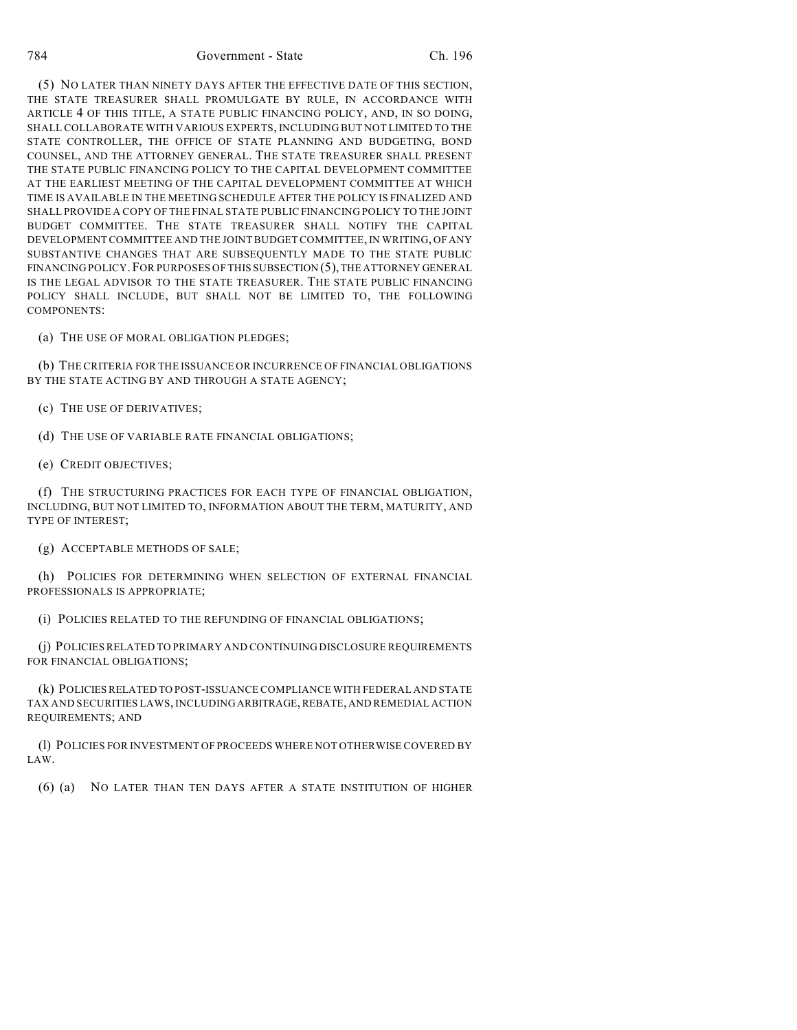(5) NO LATER THAN NINETY DAYS AFTER THE EFFECTIVE DATE OF THIS SECTION, THE STATE TREASURER SHALL PROMULGATE BY RULE, IN ACCORDANCE WITH ARTICLE 4 OF THIS TITLE, A STATE PUBLIC FINANCING POLICY, AND, IN SO DOING, SHALL COLLABORATE WITH VARIOUS EXPERTS, INCLUDING BUT NOT LIMITED TO THE STATE CONTROLLER, THE OFFICE OF STATE PLANNING AND BUDGETING, BOND COUNSEL, AND THE ATTORNEY GENERAL. THE STATE TREASURER SHALL PRESENT THE STATE PUBLIC FINANCING POLICY TO THE CAPITAL DEVELOPMENT COMMITTEE AT THE EARLIEST MEETING OF THE CAPITAL DEVELOPMENT COMMITTEE AT WHICH TIME IS AVAILABLE IN THE MEETING SCHEDULE AFTER THE POLICY IS FINALIZED AND SHALL PROVIDE A COPY OF THE FINAL STATE PUBLIC FINANCING POLICY TO THE JOINT BUDGET COMMITTEE. THE STATE TREASURER SHALL NOTIFY THE CAPITAL DEVELOPMENT COMMITTEE AND THE JOINT BUDGET COMMITTEE, IN WRITING, OF ANY SUBSTANTIVE CHANGES THAT ARE SUBSEQUENTLY MADE TO THE STATE PUBLIC FINANCING POLICY. FOR PURPOSES OF THIS SUBSECTION (5), THE ATTORNEY GENERAL IS THE LEGAL ADVISOR TO THE STATE TREASURER. THE STATE PUBLIC FINANCING POLICY SHALL INCLUDE, BUT SHALL NOT BE LIMITED TO, THE FOLLOWING COMPONENTS:

(a) THE USE OF MORAL OBLIGATION PLEDGES;

(b) THE CRITERIA FOR THE ISSUANCE OR INCURRENCE OF FINANCIAL OBLIGATIONS BY THE STATE ACTING BY AND THROUGH A STATE AGENCY;

(c) THE USE OF DERIVATIVES;

(d) THE USE OF VARIABLE RATE FINANCIAL OBLIGATIONS;

(e) CREDIT OBJECTIVES;

(f) THE STRUCTURING PRACTICES FOR EACH TYPE OF FINANCIAL OBLIGATION, INCLUDING, BUT NOT LIMITED TO, INFORMATION ABOUT THE TERM, MATURITY, AND TYPE OF INTEREST;

(g) ACCEPTABLE METHODS OF SALE;

(h) POLICIES FOR DETERMINING WHEN SELECTION OF EXTERNAL FINANCIAL PROFESSIONALS IS APPROPRIATE;

(i) POLICIES RELATED TO THE REFUNDING OF FINANCIAL OBLIGATIONS;

(j) POLICIES RELATED TO PRIMARY AND CONTINUING DISCLOSURE REQUIREMENTS FOR FINANCIAL OBLIGATIONS;

(k) POLICIES RELATED TO POST-ISSUANCE COMPLIANCE WITH FEDERAL AND STATE TAX AND SECURITIES LAWS, INCLUDING ARBITRAGE, REBATE, AND REMEDIAL ACTION REQUIREMENTS; AND

(l) POLICIES FOR INVESTMENT OF PROCEEDS WHERE NOT OTHERWISE COVERED BY LAW.

(6) (a) NO LATER THAN TEN DAYS AFTER A STATE INSTITUTION OF HIGHER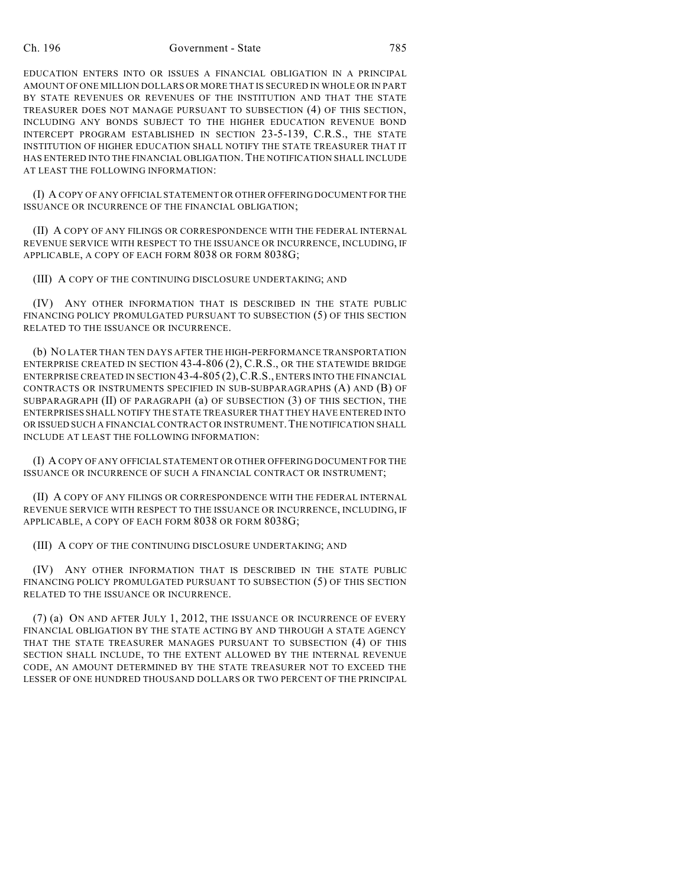EDUCATION ENTERS INTO OR ISSUES A FINANCIAL OBLIGATION IN A PRINCIPAL AMOUNT OF ONE MILLION DOLLARS OR MORE THAT IS SECURED IN WHOLE OR IN PART BY STATE REVENUES OR REVENUES OF THE INSTITUTION AND THAT THE STATE TREASURER DOES NOT MANAGE PURSUANT TO SUBSECTION (4) OF THIS SECTION, INCLUDING ANY BONDS SUBJECT TO THE HIGHER EDUCATION REVENUE BOND INTERCEPT PROGRAM ESTABLISHED IN SECTION 23-5-139, C.R.S., THE STATE INSTITUTION OF HIGHER EDUCATION SHALL NOTIFY THE STATE TREASURER THAT IT HAS ENTERED INTO THE FINANCIAL OBLIGATION. THE NOTIFICATION SHALL INCLUDE AT LEAST THE FOLLOWING INFORMATION:

(I) A COPY OF ANY OFFICIAL STATEMENT OR OTHER OFFERING DOCUMENT FOR THE ISSUANCE OR INCURRENCE OF THE FINANCIAL OBLIGATION;

(II) A COPY OF ANY FILINGS OR CORRESPONDENCE WITH THE FEDERAL INTERNAL REVENUE SERVICE WITH RESPECT TO THE ISSUANCE OR INCURRENCE, INCLUDING, IF APPLICABLE, A COPY OF EACH FORM 8038 OR FORM 8038G;

(III) A COPY OF THE CONTINUING DISCLOSURE UNDERTAKING; AND

(IV) ANY OTHER INFORMATION THAT IS DESCRIBED IN THE STATE PUBLIC FINANCING POLICY PROMULGATED PURSUANT TO SUBSECTION (5) OF THIS SECTION RELATED TO THE ISSUANCE OR INCURRENCE.

(b) NO LATER THAN TEN DAYS AFTER THE HIGH-PERFORMANCE TRANSPORTATION ENTERPRISE CREATED IN SECTION 43-4-806 (2), C.R.S., OR THE STATEWIDE BRIDGE ENTERPRISE CREATED IN SECTION 43-4-805 (2), C.R.S., ENTERS INTO THE FINANCIAL CONTRACTS OR INSTRUMENTS SPECIFIED IN SUB-SUBPARAGRAPHS (A) AND (B) OF SUBPARAGRAPH (II) OF PARAGRAPH (a) OF SUBSECTION (3) OF THIS SECTION, THE ENTERPRISES SHALL NOTIFY THE STATE TREASURER THAT THEY HAVE ENTERED INTO OR ISSUED SUCH A FINANCIAL CONTRACT OR INSTRUMENT. THE NOTIFICATION SHALL INCLUDE AT LEAST THE FOLLOWING INFORMATION:

(I) A COPY OF ANY OFFICIAL STATEMENT OR OTHER OFFERING DOCUMENT FOR THE ISSUANCE OR INCURRENCE OF SUCH A FINANCIAL CONTRACT OR INSTRUMENT;

(II) A COPY OF ANY FILINGS OR CORRESPONDENCE WITH THE FEDERAL INTERNAL REVENUE SERVICE WITH RESPECT TO THE ISSUANCE OR INCURRENCE, INCLUDING, IF APPLICABLE, A COPY OF EACH FORM 8038 OR FORM 8038G;

(III) A COPY OF THE CONTINUING DISCLOSURE UNDERTAKING; AND

(IV) ANY OTHER INFORMATION THAT IS DESCRIBED IN THE STATE PUBLIC FINANCING POLICY PROMULGATED PURSUANT TO SUBSECTION (5) OF THIS SECTION RELATED TO THE ISSUANCE OR INCURRENCE.

(7) (a) ON AND AFTER JULY 1, 2012, THE ISSUANCE OR INCURRENCE OF EVERY FINANCIAL OBLIGATION BY THE STATE ACTING BY AND THROUGH A STATE AGENCY THAT THE STATE TREASURER MANAGES PURSUANT TO SUBSECTION (4) OF THIS SECTION SHALL INCLUDE, TO THE EXTENT ALLOWED BY THE INTERNAL REVENUE CODE, AN AMOUNT DETERMINED BY THE STATE TREASURER NOT TO EXCEED THE LESSER OF ONE HUNDRED THOUSAND DOLLARS OR TWO PERCENT OF THE PRINCIPAL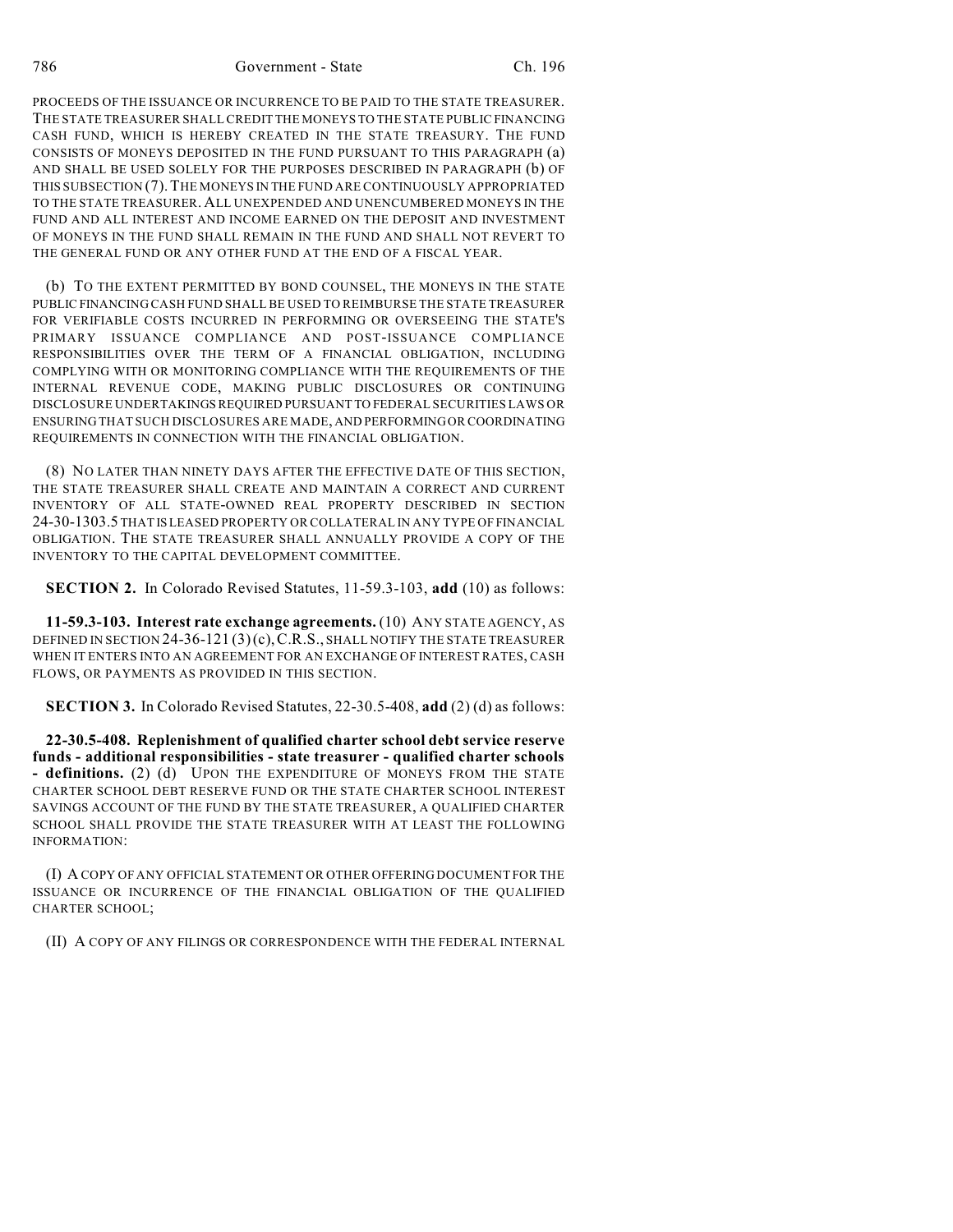PROCEEDS OF THE ISSUANCE OR INCURRENCE TO BE PAID TO THE STATE TREASURER. THE STATE TREASURER SHALL CREDIT THE MONEYS TO THE STATE PUBLIC FINANCING CASH FUND, WHICH IS HEREBY CREATED IN THE STATE TREASURY. THE FUND CONSISTS OF MONEYS DEPOSITED IN THE FUND PURSUANT TO THIS PARAGRAPH (a) AND SHALL BE USED SOLELY FOR THE PURPOSES DESCRIBED IN PARAGRAPH (b) OF THIS SUBSECTION (7). THE MONEYS IN THE FUND ARE CONTINUOUSLY APPROPRIATED TO THE STATE TREASURER. ALL UNEXPENDED AND UNENCUMBERED MONEYS IN THE FUND AND ALL INTEREST AND INCOME EARNED ON THE DEPOSIT AND INVESTMENT OF MONEYS IN THE FUND SHALL REMAIN IN THE FUND AND SHALL NOT REVERT TO THE GENERAL FUND OR ANY OTHER FUND AT THE END OF A FISCAL YEAR.

(b) TO THE EXTENT PERMITTED BY BOND COUNSEL, THE MONEYS IN THE STATE PUBLIC FINANCING CASH FUND SHALL BE USED TO REIMBURSE THE STATE TREASURER FOR VERIFIABLE COSTS INCURRED IN PERFORMING OR OVERSEEING THE STATE'S PRIMARY ISSUANCE COMPLIANCE AND POST-ISSUANCE COMPLIANCE RESPONSIBILITIES OVER THE TERM OF A FINANCIAL OBLIGATION, INCLUDING COMPLYING WITH OR MONITORING COMPLIANCE WITH THE REQUIREMENTS OF THE INTERNAL REVENUE CODE, MAKING PUBLIC DISCLOSURES OR CONTINUING DISCLOSURE UNDERTAKINGS REQUIRED PURSUANT TO FEDERAL SECURITIES LAWS OR ENSURING THAT SUCH DISCLOSURES ARE MADE, AND PERFORMING OR COORDINATING REQUIREMENTS IN CONNECTION WITH THE FINANCIAL OBLIGATION.

(8) NO LATER THAN NINETY DAYS AFTER THE EFFECTIVE DATE OF THIS SECTION, THE STATE TREASURER SHALL CREATE AND MAINTAIN A CORRECT AND CURRENT INVENTORY OF ALL STATE-OWNED REAL PROPERTY DESCRIBED IN SECTION 24-30-1303.5 THAT IS LEASED PROPERTY OR COLLATERAL IN ANY TYPE OF FINANCIAL OBLIGATION. THE STATE TREASURER SHALL ANNUALLY PROVIDE A COPY OF THE INVENTORY TO THE CAPITAL DEVELOPMENT COMMITTEE.

**SECTION 2.** In Colorado Revised Statutes, 11-59.3-103, **add** (10) as follows:

**11-59.3-103. Interest rate exchange agreements.** (10) ANY STATE AGENCY, AS DEFINED IN SECTION 24-36-121 (3) (c), C.R.S., SHALL NOTIFY THE STATE TREASURER WHEN IT ENTERS INTO AN AGREEMENT FOR AN EXCHANGE OF INTEREST RATES, CASH FLOWS, OR PAYMENTS AS PROVIDED IN THIS SECTION.

**SECTION 3.** In Colorado Revised Statutes, 22-30.5-408, **add** (2) (d) as follows:

**22-30.5-408. Replenishment of qualified charter school debt service reserve funds - additional responsibilities - state treasurer - qualified charter schools - definitions.** (2) (d) UPON THE EXPENDITURE OF MONEYS FROM THE STATE CHARTER SCHOOL DEBT RESERVE FUND OR THE STATE CHARTER SCHOOL INTEREST SAVINGS ACCOUNT OF THE FUND BY THE STATE TREASURER, A QUALIFIED CHARTER SCHOOL SHALL PROVIDE THE STATE TREASURER WITH AT LEAST THE FOLLOWING INFORMATION:

(I) A COPY OF ANY OFFICIAL STATEMENT OR OTHER OFFERING DOCUMENT FOR THE ISSUANCE OR INCURRENCE OF THE FINANCIAL OBLIGATION OF THE QUALIFIED CHARTER SCHOOL;

(II) A COPY OF ANY FILINGS OR CORRESPONDENCE WITH THE FEDERAL INTERNAL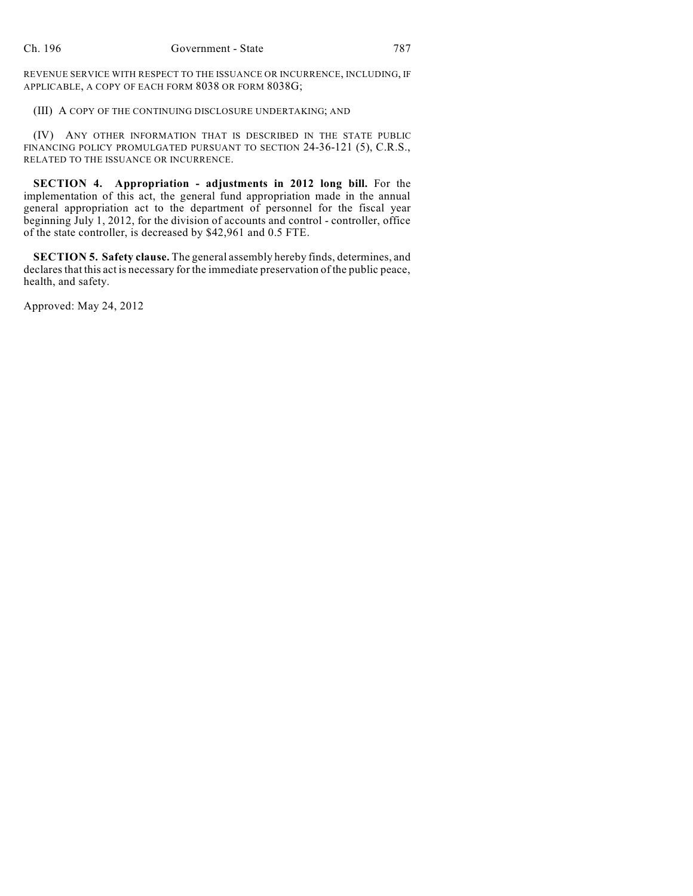REVENUE SERVICE WITH RESPECT TO THE ISSUANCE OR INCURRENCE, INCLUDING, IF APPLICABLE, A COPY OF EACH FORM 8038 OR FORM 8038G;

(III) A COPY OF THE CONTINUING DISCLOSURE UNDERTAKING; AND

(IV) ANY OTHER INFORMATION THAT IS DESCRIBED IN THE STATE PUBLIC FINANCING POLICY PROMULGATED PURSUANT TO SECTION 24-36-121 (5), C.R.S., RELATED TO THE ISSUANCE OR INCURRENCE.

**SECTION 4. Appropriation - adjustments in 2012 long bill.** For the implementation of this act, the general fund appropriation made in the annual general appropriation act to the department of personnel for the fiscal year beginning July 1, 2012, for the division of accounts and control - controller, office of the state controller, is decreased by $42,961 and 0.5 FTE.

**SECTION 5. Safety clause.** The general assembly hereby finds, determines, and declares that this act is necessary for the immediate preservation of the public peace, health, and safety.

Approved: May 24, 2012